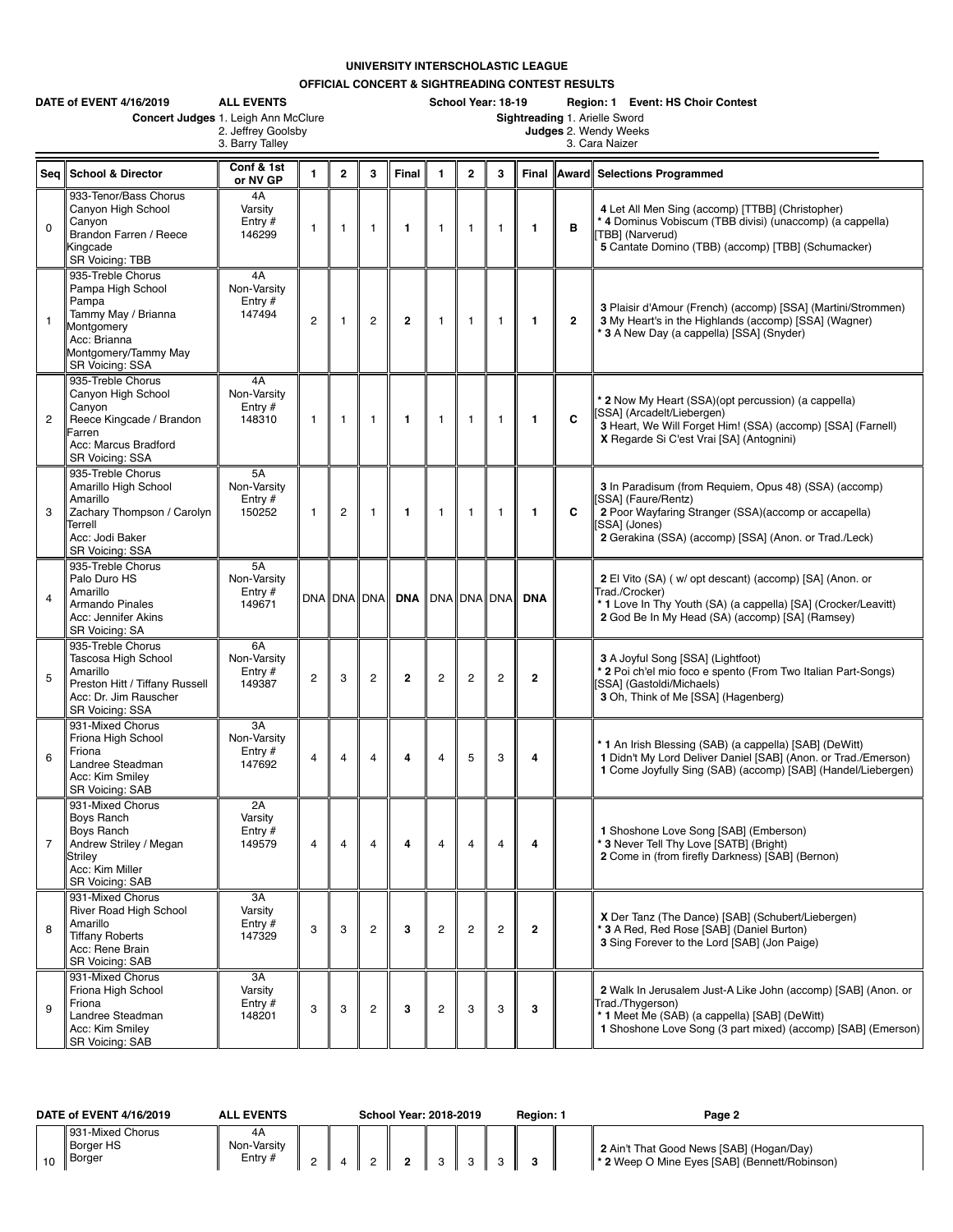# UNIVERSITY INTERSCHOLASTIC LEAGUE

## OFFICIAL CONCERT & SIGHTREADING CONTEST RESULTS

**DATE of EVENT 4/16/2019** **ALL EVENTS** **School Year: 18-19** **Region: 1** **Event: HS Choir Contest**

**Concert Judges** 1. Leigh Ann McClure 2. Jeffrey Goolsby 3. Barry Talley

**Sightreading Judges** 1. Arielle Sword 2. Wendy Weeks 3. Cara Naizer

| Seq | School & Director | Conf & 1st or NV GP | 1 | 2 | 3 | Final | 1 | 2 | 3 | Final | Award | Selections Programmed |
|---|---|---|---|---|---|---|---|---|---|---|---|---|
| 0 | 933-Tenor/Bass Chorus Canyon High School Canyon Brandon Farren / Reece Kingcade SR Voicing: TBB | 4A Varsity Entry # 146299 | 1 | 1 | 1 | **1** | 1 | 1 | 1 | **1** | **B** | **4** Let All Men Sing (accomp) [TTBB] (Christopher) **\* 4** Dominus Vobiscum (TBB divisi) (unaccomp) (a cappella) [TBB] (Narverud) **5** Cantate Domino (TBB) (accomp) [TBB] (Schumacker) |
| 1 | 935-Treble Chorus Pampa High School Pampa Tammy May / Brianna Montgomery Acc: Brianna Montgomery/Tammy May SR Voicing: SSA | 4A Non-Varsity Entry # 147494 | 2 | 1 | 2 | **2** | 1 | 1 | 1 | **1** | **2** | **3** Plaisir d'Amour (French) (accomp) [SSA] (Martini/Strommen) **3** My Heart's in the Highlands (accomp) [SSA] (Wagner) **\* 3** A New Day (a cappella) [SSA] (Snyder) |
| 2 | 935-Treble Chorus Canyon High School Canyon Reece Kingcade / Brandon Farren Acc: Marcus Bradford SR Voicing: SSA | 4A Non-Varsity Entry # 148310 | 1 | 1 | 1 | **1** | 1 | 1 | 1 | **1** | **C** | **\* 2** Now My Heart (SSA)(opt percussion) (a cappella) [SSA] (Arcadelt/Liebergen) **3** Heart, We Will Forget Him! (SSA) (accomp) [SSA] (Farnell) **X** Regarde Si C'est Vrai [SA] (Antognini) |
| 3 | 935-Treble Chorus Amarillo High School Amarillo Zachary Thompson / Carolyn Terrell Acc: Jodi Baker SR Voicing: SSA | 5A Non-Varsity Entry # 150252 | 1 | 2 | 1 | **1** | 1 | 1 | 1 | **1** | **C** | **3** In Paradisum (from Requiem, Opus 48) (SSA) (accomp) [SSA] (Faure/Rentz) **2** Poor Wayfaring Stranger (SSA)(accomp or accapella) [SSA] (Jones) **2** Gerakina (SSA) (accomp) [SSA] (Anon. or Trad./Leck) |
| 4 | 935-Treble Chorus Palo Duro HS Amarillo Armando Pinales Acc: Jennifer Akins SR Voicing: SA | 5A Non-Varsity Entry # 149671 | DNA | DNA | DNA | **DNA** | DNA | DNA | DNA | **DNA** | | **2** El Vito (SA) ( w/ opt descant) (accomp) [SA] (Anon. or Trad./Crocker) **\* 1** Love In Thy Youth (SA) (a cappella) [SA] (Crocker/Leavitt) **2** God Be In My Head (SA) (accomp) [SA] (Ramsey) |
| 5 | 935-Treble Chorus Tascosa High School Amarillo Preston Hitt / Tiffany Russell Acc: Dr. Jim Rauscher SR Voicing: SSA | 6A Non-Varsity Entry # 149387 | 2 | 3 | 2 | **2** | 2 | 2 | 2 | **2** | | **3** A Joyful Song [SSA] (Lightfoot) **\* 2** Poi ch'el mio foco e spento (From Two Italian Part-Songs) [SSA] (Gastoldi/Michaels) **3** Oh, Think of Me [SSA] (Hagenberg) |
| 6 | 931-Mixed Chorus Friona High School Friona Landree Steadman Acc: Kim Smiley SR Voicing: SAB | 3A Non-Varsity Entry # 147692 | 4 | 4 | 4 | **4** | 4 | 5 | 3 | **4** | | **\* 1** An Irish Blessing (SAB) (a cappella) [SAB] (DeWitt) **1** Didn't My Lord Deliver Daniel [SAB] (Anon. or Trad./Emerson) **1** Come Joyfully Sing (SAB) (accomp) [SAB] (Handel/Liebergen) |
| 7 | 931-Mixed Chorus Boys Ranch Boys Ranch Andrew Striley / Megan Striley Acc: Kim Miller SR Voicing: SAB | 2A Varsity Entry # 149579 | 4 | 4 | 4 | **4** | 4 | 4 | 4 | **4** | | **1** Shoshone Love Song [SAB] (Emberson) **\* 3** Never Tell Thy Love [SATB] (Bright) **2** Come in (from firefly Darkness) [SAB] (Bernon) |
| 8 | 931-Mixed Chorus River Road High School Amarillo Tiffany Roberts Acc: Rene Brain SR Voicing: SAB | 3A Varsity Entry # 147329 | 3 | 3 | 2 | **3** | 2 | 2 | 2 | **2** | | **X** Der Tanz (The Dance) [SAB] (Schubert/Liebergen) **\* 3** A Red, Red Rose [SAB] (Daniel Burton) **3** Sing Forever to the Lord [SAB] (Jon Paige) |
| 9 | 931-Mixed Chorus Friona High School Friona Landree Steadman Acc: Kim Smiley SR Voicing: SAB | 3A Varsity Entry # 148201 | 3 | 3 | 2 | **3** | 2 | 3 | 3 | **3** | | **2** Walk In Jerusalem Just-A Like John (accomp) [SAB] (Anon. or Trad./Thygerson) **\* 1** Meet Me (SAB) (a cappella) [SAB] (DeWitt) **1** Shoshone Love Song (3 part mixed) (accomp) [SAB] (Emerson) |
| 10 | 931-Mixed Chorus Borger HS Borger | 4A Non-Varsity Entry # | 2 | 4 | 2 | **2** | 3 | 3 | 3 | **3** | | **2** Ain't That Good News [SAB] (Hogan/Day) **\* 2** Weep O Mine Eyes [SAB] (Bennett/Robinson) |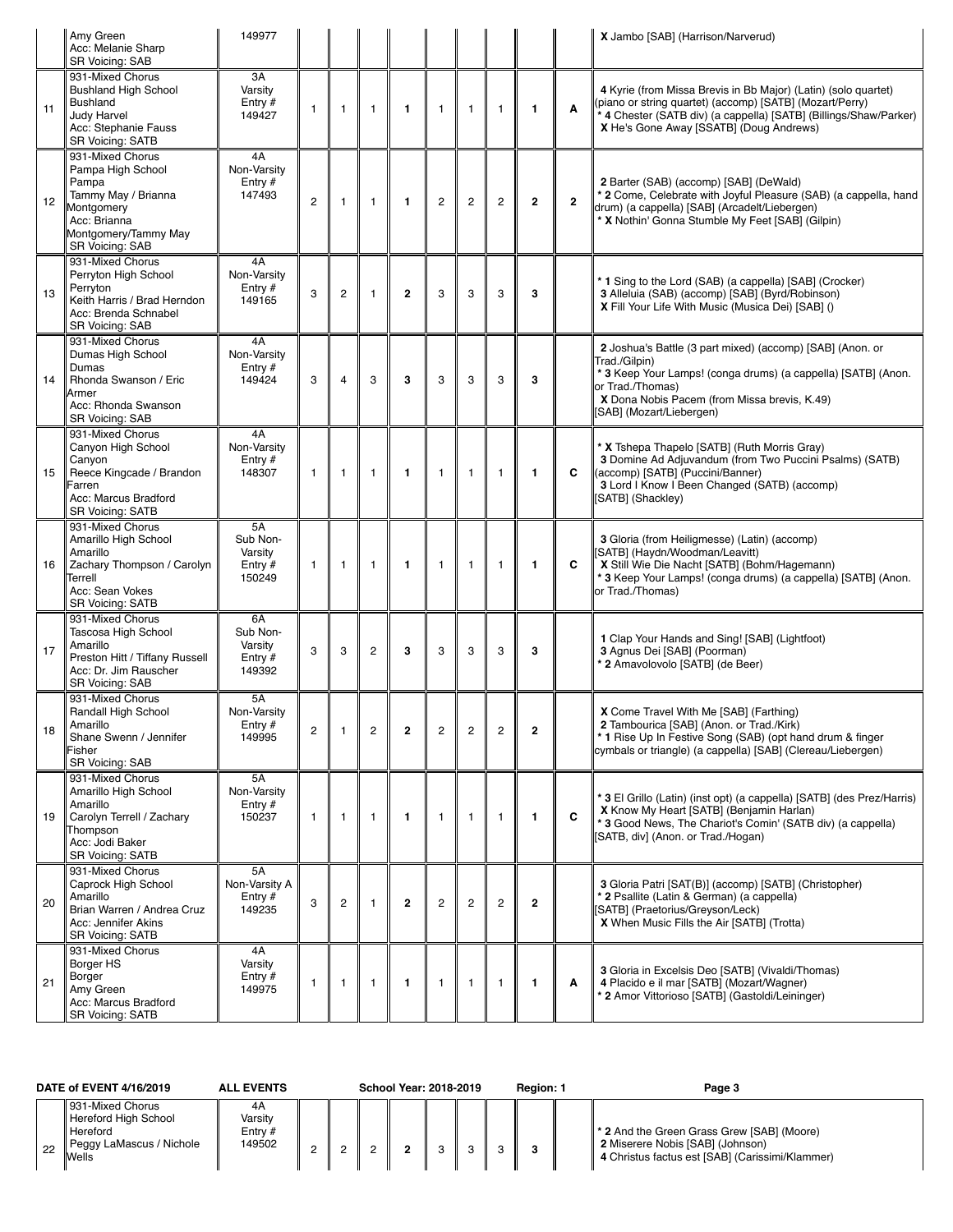| | | | | | | | | | | | | |
|---|---|---|---|---|---|---|---|---|---|---|---|---|
| | Amy Green<br>Acc: Melanie Sharp<br>SR Voicing: SAB | 149977 | | | | | | | | | | **X** Jambo [SAB] (Harrison/Narverud) |
| 11 | 931-Mixed Chorus<br>Bushland High School<br>Bushland<br>Judy Harvel<br>Acc: Stephanie Fauss<br>SR Voicing: SATB | 3A<br>Varsity<br>Entry #<br>149427 | 1 | 1 | 1 | **1** | 1 | 1 | 1 | **1** | **A** | **4** Kyrie (from Missa Brevis in Bb Major) (Latin) (solo quartet) (piano or string quartet) (accomp) [SATB] (Mozart/Perry)<br>**\* 4** Chester (SATB div) (a cappella) [SATB] (Billings/Shaw/Parker)<br>**X** He's Gone Away [SSATB] (Doug Andrews) |
| 12 | 931-Mixed Chorus<br>Pampa High School<br>Pampa<br>Tammy May / Brianna Montgomery<br>Acc: Brianna Montgomery/Tammy May<br>SR Voicing: SAB | 4A<br>Non-Varsity<br>Entry #<br>147493 | 2 | 1 | 1 | **1** | 2 | 2 | 2 | **2** | **2** | **2** Barter (SAB) (accomp) [SAB] (DeWald)<br>**\* 2** Come, Celebrate with Joyful Pleasure (SAB) (a cappella, hand drum) (a cappella) [SAB] (Arcadelt/Liebergen)<br>**\* X** Nothin' Gonna Stumble My Feet [SAB] (Gilpin) |
| 13 | 931-Mixed Chorus<br>Perryton High School<br>Perryton<br>Keith Harris / Brad Herndon<br>Acc: Brenda Schnabel<br>SR Voicing: SAB | 4A<br>Non-Varsity<br>Entry #<br>149165 | 3 | 2 | 1 | **2** | 3 | 3 | 3 | **3** | | **\* 1** Sing to the Lord (SAB) (a cappella) [SAB] (Crocker)<br>**3** Alleluia (SAB) (accomp) [SAB] (Byrd/Robinson)<br>**X** Fill Your Life With Music (Musica Dei) [SAB] () |
| 14 | 931-Mixed Chorus<br>Dumas High School<br>Dumas<br>Rhonda Swanson / Eric Armer<br>Acc: Rhonda Swanson<br>SR Voicing: SAB | 4A<br>Non-Varsity<br>Entry #<br>149424 | 3 | 4 | 3 | **3** | 3 | 3 | 3 | **3** | | **2** Joshua's Battle (3 part mixed) (accomp) [SAB] (Anon. or Trad./Gilpin)<br>**\* 3** Keep Your Lamps! (conga drums) (a cappella) [SATB] (Anon. or Trad./Thomas)<br>**X** Dona Nobis Pacem (from Missa brevis, K.49) [SAB] (Mozart/Liebergen) |
| 15 | 931-Mixed Chorus<br>Canyon High School<br>Canyon<br>Reece Kingcade / Brandon Farren<br>Acc: Marcus Bradford<br>SR Voicing: SATB | 4A<br>Non-Varsity<br>Entry #<br>148307 | 1 | 1 | 1 | **1** | 1 | 1 | 1 | **1** | **C** | **\* X** Tshepa Thapelo [SATB] (Ruth Morris Gray)<br>**3** Domine Ad Adjuvandum (from Two Puccini Psalms) (SATB) (accomp) [SATB] (Puccini/Banner)<br>**3** Lord I Know I Been Changed (SATB) (accomp) [SATB] (Shackley) |
| 16 | 931-Mixed Chorus<br>Amarillo High School<br>Amarillo<br>Zachary Thompson / Carolyn Terrell<br>Acc: Sean Vokes<br>SR Voicing: SATB | 5A<br>Sub Non-Varsity<br>Entry #<br>150249 | 1 | 1 | 1 | **1** | 1 | 1 | 1 | **1** | **C** | **3** Gloria (from Heiligmesse) (Latin) (accomp) [SATB] (Haydn/Woodman/Leavitt)<br>**X** Still Wie Die Nacht [SATB] (Bohm/Hagemann)<br>**\* 3** Keep Your Lamps! (conga drums) (a cappella) [SATB] (Anon. or Trad./Thomas) |
| 17 | 931-Mixed Chorus<br>Tascosa High School<br>Amarillo<br>Preston Hitt / Tiffany Russell<br>Acc: Dr. Jim Rauscher<br>SR Voicing: SAB | 6A<br>Sub Non-Varsity<br>Entry #<br>149392 | 3 | 3 | 2 | **3** | 3 | 3 | 3 | **3** | | **1** Clap Your Hands and Sing! [SAB] (Lightfoot)<br>**3** Agnus Dei [SAB] (Poorman)<br>**\* 2** Amavolovolo [SATB] (de Beer) |
| 18 | 931-Mixed Chorus<br>Randall High School<br>Amarillo<br>Shane Swenn / Jennifer Fisher<br>SR Voicing: SAB | 5A<br>Non-Varsity<br>Entry #<br>149995 | 2 | 1 | 2 | **2** | 2 | 2 | 2 | **2** | | **X** Come Travel With Me [SAB] (Farthing)<br>**2** Tambourica [SAB] (Anon. or Trad./Kirk)<br>**\* 1** Rise Up In Festive Song (SAB) (opt hand drum & finger cymbals or triangle) (a cappella) [SAB] (Clereau/Liebergen) |
| 19 | 931-Mixed Chorus<br>Amarillo High School<br>Amarillo<br>Carolyn Terrell / Zachary Thompson<br>Acc: Jodi Baker<br>SR Voicing: SATB | 5A<br>Non-Varsity<br>Entry #<br>150237 | 1 | 1 | 1 | **1** | 1 | 1 | 1 | **1** | **C** | **\* 3** El Grillo (Latin) (inst opt) (a cappella) [SATB] (des Prez/Harris)<br>**X** Know My Heart [SATB] (Benjamin Harlan)<br>**\* 3** Good News, The Chariot's Comin' (SATB div) (a cappella) [SATB, div] (Anon. or Trad./Hogan) |
| 20 | 931-Mixed Chorus<br>Caprock High School<br>Amarillo<br>Brian Warren / Andrea Cruz<br>Acc: Jennifer Akins<br>SR Voicing: SATB | 5A<br>Non-Varsity A<br>Entry #<br>149235 | 3 | 2 | 1 | **2** | 2 | 2 | 2 | **2** | | **3** Gloria Patri [SAT(B)] (accomp) [SATB] (Christopher)<br>**\* 2** Psallite (Latin & German) (a cappella) [SATB] (Praetorius/Greyson/Leck)<br>**X** When Music Fills the Air [SATB] (Trotta) |
| 21 | 931-Mixed Chorus<br>Borger HS<br>Borger<br>Amy Green<br>Acc: Marcus Bradford<br>SR Voicing: SATB | 4A<br>Varsity<br>Entry #<br>149975 | 1 | 1 | 1 | **1** | 1 | 1 | 1 | **1** | **A** | **3** Gloria in Excelsis Deo [SATB] (Vivaldi/Thomas)<br>**4** Placido e il mar [SATB] (Mozart/Wagner)<br>**\* 2** Amor Vittorioso [SATB] (Gastoldi/Leininger) |

**DATE of EVENT 4/16/2019** **ALL EVENTS** **School Year: 2018-2019** **Region: 1**

| | | | | | | | | | | | | |
|---|---|---|---|---|---|---|---|---|---|---|---|---|
| 22 | 931-Mixed Chorus<br>Hereford High School<br>Hereford<br>Peggy LaMascus / Nichole Wells | 4A<br>Varsity<br>Entry #<br>149502 | 2 | 2 | 2 | **2** | 3 | 3 | 3 | **3** | | **\* 2** And the Green Grass Grew [SAB] (Moore)<br>**2** Miserere Nobis [SAB] (Johnson)<br>**4** Christus factus est [SAB] (Carissimi/Klammer) |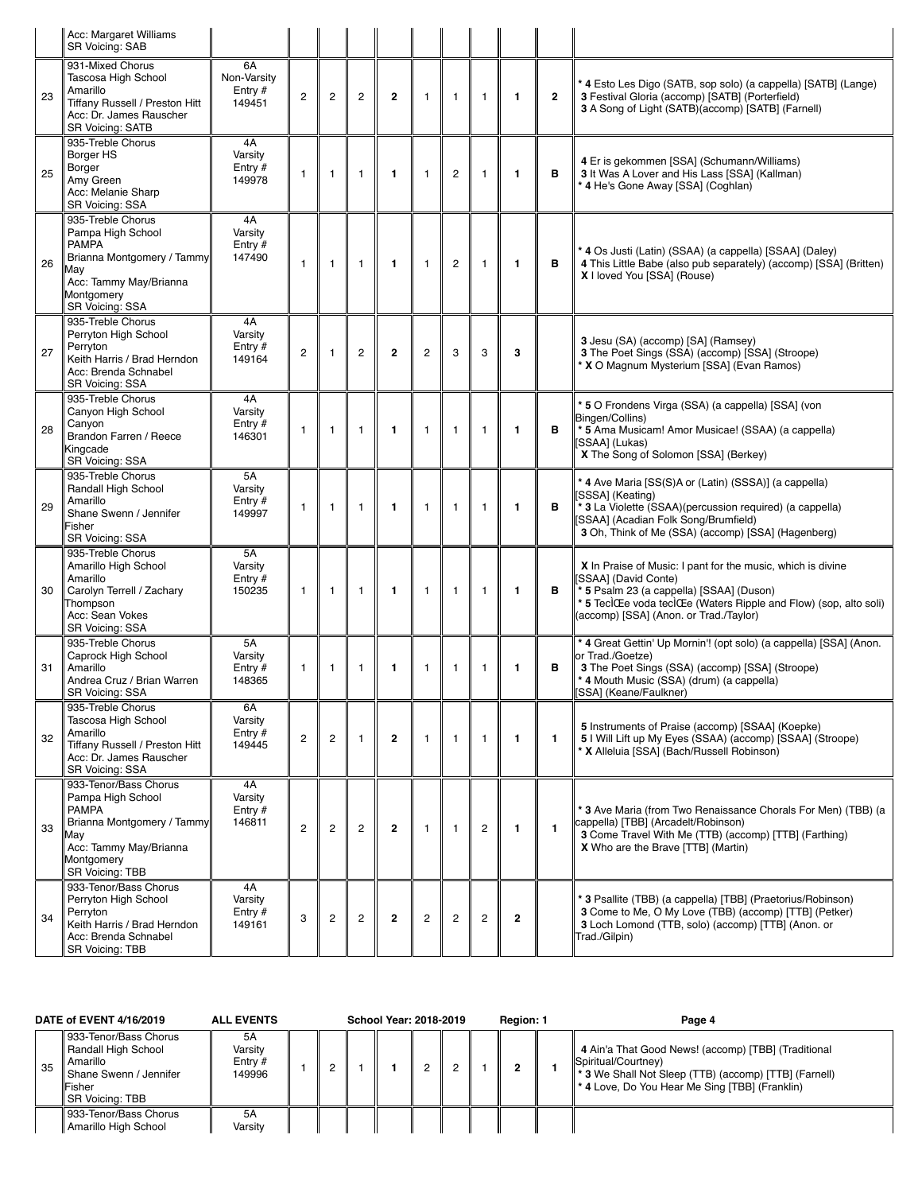| | Acc: Margaret Williams<br>SR Voicing: SAB | | | | | | | | | | | |
|---|---|---|---|---|---|---|---|---|---|---|---|---|
| 23 | 931-Mixed Chorus<br>Tascosa High School<br>Amarillo<br>Tiffany Russell / Preston Hitt<br>Acc: Dr. James Rauscher<br>SR Voicing: SATB | 6A<br>Non-Varsity<br>Entry #<br>149451 | 2 | 2 | 2 | **2** | 1 | 1 | 1 | **1** | **2** | * **4** Esto Les Digo (SATB, sop solo) (a cappella) [SATB] (Lange)<br>**3** Festival Gloria (accomp) [SATB] (Porterfield)<br>**3** A Song of Light (SATB)(accomp) [SATB] (Farnell) |
| 25 | 935-Treble Chorus<br>Borger HS<br>Borger<br>Amy Green<br>Acc: Melanie Sharp<br>SR Voicing: SSA | 4A<br>Varsity<br>Entry #<br>149978 | 1 | 1 | 1 | **1** | 1 | 2 | 1 | **1** | **B** | **4** Er is gekommen [SSA] (Schumann/Williams)<br>**3** It Was A Lover and His Lass [SSA] (Kallman)<br>* **4** He's Gone Away [SSA] (Coghlan) |
| 26 | 935-Treble Chorus<br>Pampa High School<br>PAMPA<br>Brianna Montgomery / Tammy May<br>Acc: Tammy May/Brianna Montgomery<br>SR Voicing: SSA | 4A<br>Varsity<br>Entry #<br>147490 | 1 | 1 | 1 | **1** | 1 | 2 | 1 | **1** | **B** | * **4** Os Justi (Latin) (SSAA) (a cappella) [SSAA] (Daley)<br>**4** This Little Babe (also pub separately) (accomp) [SSA] (Britten)<br>**X** I loved You [SSA] (Rouse) |
| 27 | 935-Treble Chorus<br>Perryton High School<br>Perryton<br>Keith Harris / Brad Herndon<br>Acc: Brenda Schnabel<br>SR Voicing: SSA | 4A<br>Varsity<br>Entry #<br>149164 | 2 | 1 | 2 | **2** | 2 | 3 | 3 | **3** | | **3** Jesu (SA) (accomp) [SA] (Ramsey)<br>**3** The Poet Sings (SSA) (accomp) [SSA] (Stroope)<br>* **X** O Magnum Mysterium [SSA] (Evan Ramos) |
| 28 | 935-Treble Chorus<br>Canyon High School<br>Canyon<br>Brandon Farren / Reece Kingcade<br>SR Voicing: SSA | 4A<br>Varsity<br>Entry #<br>146301 | 1 | 1 | 1 | **1** | 1 | 1 | 1 | **1** | **B** | * **5** O Frondens Virga (SSA) (a cappella) [SSA] (von Bingen/Collins)<br>* **5** Ama Musicam! Amor Musicae! (SSAA) (a cappella) [SSAA] (Lukas)<br>**X** The Song of Solomon [SSA] (Berkey) |
| 29 | 935-Treble Chorus<br>Randall High School<br>Amarillo<br>Shane Swenn / Jennifer Fisher<br>SR Voicing: SSA | 5A<br>Varsity<br>Entry #<br>149997 | 1 | 1 | 1 | **1** | 1 | 1 | 1 | **1** | **B** | * **4** Ave Maria [SS(S)A or (Latin) (SSSA)] (a cappella) [SSSA] (Keating)<br>* **3** La Violette (SSAA)(percussion required) (a cappella) [SSAA] (Acadian Folk Song/Brumfield)<br>**3** Oh, Think of Me (SSA) (accomp) [SSA] (Hagenberg) |
| 30 | 935-Treble Chorus<br>Amarillo High School<br>Amarillo<br>Carolyn Terrell / Zachary Thompson<br>Acc: Sean Vokes<br>SR Voicing: SSA | 5A<br>Varsity<br>Entry #<br>150235 | 1 | 1 | 1 | **1** | 1 | 1 | 1 | **1** | **B** | **X** In Praise of Music: I pant for the music, which is divine [SSAA] (David Conte)<br>* **5** Psalm 23 (a cappella) [SSAA] (Duson)<br>* **5** TecÌŒe voda tecÌŒe (Waters Ripple and Flow) (sop, alto soli) (accomp) [SSA] (Anon. or Trad./Taylor) |
| 31 | 935-Treble Chorus<br>Caprock High School<br>Amarillo<br>Andrea Cruz / Brian Warren<br>SR Voicing: SSA | 5A<br>Varsity<br>Entry #<br>148365 | 1 | 1 | 1 | **1** | 1 | 1 | 1 | **1** | **B** | * **4** Great Gettin' Up Mornin'! (opt solo) (a cappella) [SSA] (Anon. or Trad./Goetze)<br>**3** The Poet Sings (SSA) (accomp) [SSA] (Stroope)<br>* **4** Mouth Music (SSA) (drum) (a cappella) [SSA] (Keane/Faulkner) |
| 32 | 935-Treble Chorus<br>Tascosa High School<br>Amarillo<br>Tiffany Russell / Preston Hitt<br>Acc: Dr. James Rauscher<br>SR Voicing: SSA | 6A<br>Varsity<br>Entry #<br>149445 | 2 | 2 | 1 | **2** | 1 | 1 | 1 | **1** | **1** | **5** Instruments of Praise (accomp) [SSAA] (Koepke)<br>**5** I Will Lift up My Eyes (SSAA) (accomp) [SSAA] (Stroope)<br>* **X** Alleluia [SSA] (Bach/Russell Robinson) |
| 33 | 933-Tenor/Bass Chorus<br>Pampa High School<br>PAMPA<br>Brianna Montgomery / Tammy May<br>Acc: Tammy May/Brianna Montgomery<br>SR Voicing: TBB | 4A<br>Varsity<br>Entry #<br>146811 | 2 | 2 | 2 | **2** | 1 | 1 | 2 | **1** | **1** | * **3** Ave Maria (from Two Renaissance Chorals For Men) (TBB) (a cappella) [TBB] (Arcadelt/Robinson)<br>**3** Come Travel With Me (TTB) (accomp) [TTB] (Farthing)<br>**X** Who are the Brave [TTB] (Martin) |
| 34 | 933-Tenor/Bass Chorus<br>Perryton High School<br>Perryton<br>Keith Harris / Brad Herndon<br>Acc: Brenda Schnabel<br>SR Voicing: TBB | 4A<br>Varsity<br>Entry #<br>149161 | 3 | 2 | 2 | **2** | 2 | 2 | 2 | **2** | | * **3** Psallite (TBB) (a cappella) [TBB] (Praetorius/Robinson)<br>**3** Come to Me, O My Love (TBB) (accomp) [TTB] (Petker)<br>**3** Loch Lomond (TTB, solo) (accomp) [TTB] (Anon. or Trad./Gilpin) |

**DATE of EVENT 4/16/2019** **ALL EVENTS** **School Year: 2018-2019** **Region: 1**

| | | | | | | | | | | | | |
|---|---|---|---|---|---|---|---|---|---|---|---|---|
| 35 | 933-Tenor/Bass Chorus<br>Randall High School<br>Amarillo<br>Shane Swenn / Jennifer Fisher<br>SR Voicing: TBB | 5A<br>Varsity<br>Entry #<br>149996 | 1 | 2 | 1 | **1** | 2 | 2 | 1 | **2** | **1** | **4** Ain'a That Good News! (accomp) [TBB] (Traditional Spiritual/Courtney)<br>* **3** We Shall Not Sleep (TTB) (accomp) [TTB] (Farnell)<br>* **4** Love, Do You Hear Me Sing [TBB] (Franklin) |
| | 933-Tenor/Bass Chorus<br>Amarillo High School | 5A<br>Varsity | | | | | | | | | | |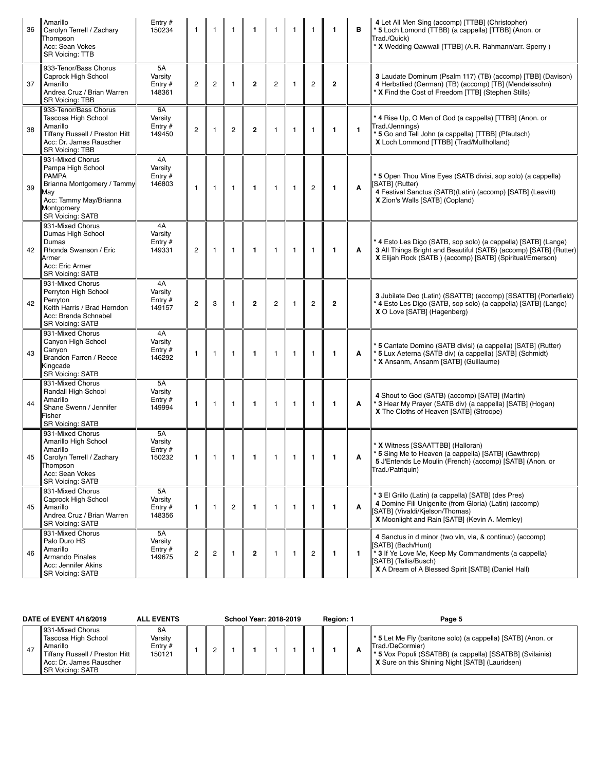| | | | | | | | | | | | | |
|---|---|---|---|---|---|---|---|---|---|---|---|---|
| 36 | Amarillo<br>Carolyn Terrell / Zachary Thompson<br>Acc: Sean Vokes<br>SR Voicing: TTB | Entry #<br>150234 | 1 | 1 | 1 | **1** | 1 | 1 | 1 | **1** | **B** | **4** Let All Men Sing (accomp) [TTBB] (Christopher)<br>* **5** Loch Lomond (TTBB) (a cappella) [TTBB] (Anon. or Trad./Quick)<br>* **X** Wedding Qawwali [TTBB] (A.R. Rahmann/arr. Sperry ) |
| 37 | 933-Tenor/Bass Chorus<br>Caprock High School<br>Amarillo<br>Andrea Cruz / Brian Warren<br>SR Voicing: TBB | 5A<br>Varsity<br>Entry #<br>148361 | 2 | 2 | 1 | **2** | 2 | 1 | 2 | **2** | | **3** Laudate Dominum (Psalm 117) (TB) (accomp) [TBB] (Davison)<br>**4** Herbstlied (German) (TB) (accomp) [TB] (Mendelssohn)<br>* **X** Find the Cost of Freedom [TTB] (Stephen Stills) |
| 38 | 933-Tenor/Bass Chorus<br>Tascosa High School<br>Amarillo<br>Tiffany Russell / Preston Hitt<br>Acc: Dr. James Rauscher<br>SR Voicing: TBB | 6A<br>Varsity<br>Entry #<br>149450 | 2 | 1 | 2 | **2** | 1 | 1 | 1 | **1** | **1** | * **4** Rise Up, O Men of God (a cappella) [TTBB] (Anon. or Trad./Jennings)<br>* **5** Go and Tell John (a cappella) [TTBB] (Pfautsch)<br>**X** Loch Lommond [TTBB] (Trad/Mullholland) |
| 39 | 931-Mixed Chorus<br>Pampa High School<br>PAMPA<br>Brianna Montgomery / Tammy May<br>Acc: Tammy May/Brianna Montgomery<br>SR Voicing: SATB | 4A<br>Varsity<br>Entry #<br>146803 | 1 | 1 | 1 | **1** | 1 | 1 | 2 | **1** | **A** | * **5** Open Thou Mine Eyes (SATB divisi, sop solo) (a cappella) [SATB] (Rutter)<br>**4** Festival Sanctus (SATB)(Latin) (accomp) [SATB] (Leavitt)<br>**X** Zion's Walls [SATB] (Copland) |
| 42 | 931-Mixed Chorus<br>Dumas High School<br>Dumas<br>Rhonda Swanson / Eric Armer<br>Acc: Eric Armer<br>SR Voicing: SATB | 4A<br>Varsity<br>Entry #<br>149331 | 2 | 1 | 1 | **1** | 1 | 1 | 1 | **1** | **A** | * **4** Esto Les Digo (SATB, sop solo) (a cappella) [SATB] (Lange)<br>**3** All Things Bright and Beautiful (SATB) (accomp) [SATB] (Rutter)<br>**X** Elijah Rock (SATB ) (accomp) [SATB] (Spiritual/Emerson) |
| 42 | 931-Mixed Chorus<br>Perryton High School<br>Perryton<br>Keith Harris / Brad Herndon<br>Acc: Brenda Schnabel<br>SR Voicing: SATB | 4A<br>Varsity<br>Entry #<br>149157 | 2 | 3 | 1 | **2** | 2 | 1 | 2 | **2** | | **3** Jubilate Deo (Latin) (SSATTB) (accomp) [SSATTB] (Porterfield)<br>* **4** Esto Les Digo (SATB, sop solo) (a cappella) [SATB] (Lange)<br>**X** O Love [SATB] (Hagenberg) |
| 43 | 931-Mixed Chorus<br>Canyon High School<br>Canyon<br>Brandon Farren / Reece Kingcade<br>SR Voicing: SATB | 4A<br>Varsity<br>Entry #<br>146292 | 1 | 1 | 1 | **1** | 1 | 1 | 1 | **1** | **A** | * **5** Cantate Domino (SATB divisi) (a cappella) [SATB] (Rutter)<br>* **5** Lux Aeterna (SATB div) (a cappella) [SATB] (Schmidt)<br>* **X** Ansanm, Ansanm [SATB] (Guillaume) |
| 44 | 931-Mixed Chorus<br>Randall High School<br>Amarillo<br>Shane Swenn / Jennifer Fisher<br>SR Voicing: SATB | 5A<br>Varsity<br>Entry #<br>149994 | 1 | 1 | 1 | **1** | 1 | 1 | 1 | **1** | **A** | **4** Shout to God (SATB) (accomp) [SATB] (Martin)<br>* **3** Hear My Prayer (SATB div) (a cappella) [SATB] (Hogan)<br>**X** The Cloths of Heaven [SATB] (Stroope) |
| 45 | 931-Mixed Chorus<br>Amarillo High School<br>Amarillo<br>Carolyn Terrell / Zachary Thompson<br>Acc: Sean Vokes<br>SR Voicing: SATB | 5A<br>Varsity<br>Entry #<br>150232 | 1 | 1 | 1 | **1** | 1 | 1 | 1 | **1** | **A** | * **X** Witness [SSAATTBB] (Halloran)<br>* **5** Sing Me to Heaven (a cappella) [SATB] (Gawthrop)<br>**5** J'Entends Le Moulin (French) (accomp) [SATB] (Anon. or Trad./Patriquin) |
| 45 | 931-Mixed Chorus<br>Caprock High School<br>Amarillo<br>Andrea Cruz / Brian Warren<br>SR Voicing: SATB | 5A<br>Varsity<br>Entry #<br>148356 | 1 | 1 | 2 | **1** | 1 | 1 | 1 | **1** | **A** | * **3** El Grillo (Latin) (a cappella) [SATB] (des Pres)<br>**4** Domine Fili Unigenite (from Gloria) (Latin) (accomp) [SATB] (Vivaldi/Kjelson/Thomas)<br>**X** Moonlight and Rain [SATB] (Kevin A. Memley) |
| 46 | 931-Mixed Chorus<br>Palo Duro HS<br>Amarillo<br>Armando Pinales<br>Acc: Jennifer Akins<br>SR Voicing: SATB | 5A<br>Varsity<br>Entry #<br>149675 | 2 | 2 | 1 | **2** | 1 | 1 | 2 | **1** | **1** | **4** Sanctus in d minor (two vln, vla, & continuo) (accomp) [SATB] (Bach/Hunt)<br>* **3** If Ye Love Me, Keep My Commandments (a cappella) [SATB] (Tallis/Busch)<br>**X** A Dream of A Blessed Spirit [SATB] (Daniel Hall) |

**DATE of EVENT 4/16/2019** **ALL EVENTS** **School Year: 2018-2019** **Region: 1** **Page 5**

| | | | | | | | | | | | | |
|---|---|---|---|---|---|---|---|---|---|---|---|---|
| 47 | 931-Mixed Chorus<br>Tascosa High School<br>Amarillo<br>Tiffany Russell / Preston Hitt<br>Acc: Dr. James Rauscher<br>SR Voicing: SATB | 6A<br>Varsity<br>Entry #<br>150121 | 1 | 2 | 1 | **1** | 1 | 1 | 1 | **1** | **A** | * **5** Let Me Fly (baritone solo) (a cappella) [SATB] (Anon. or Trad./DeCormier)<br>* **5** Vox Populi (SSATBB) (a cappella) [SSATBB] (Svilainis)<br>**X** Sure on this Shining Night [SATB] (Lauridsen) |